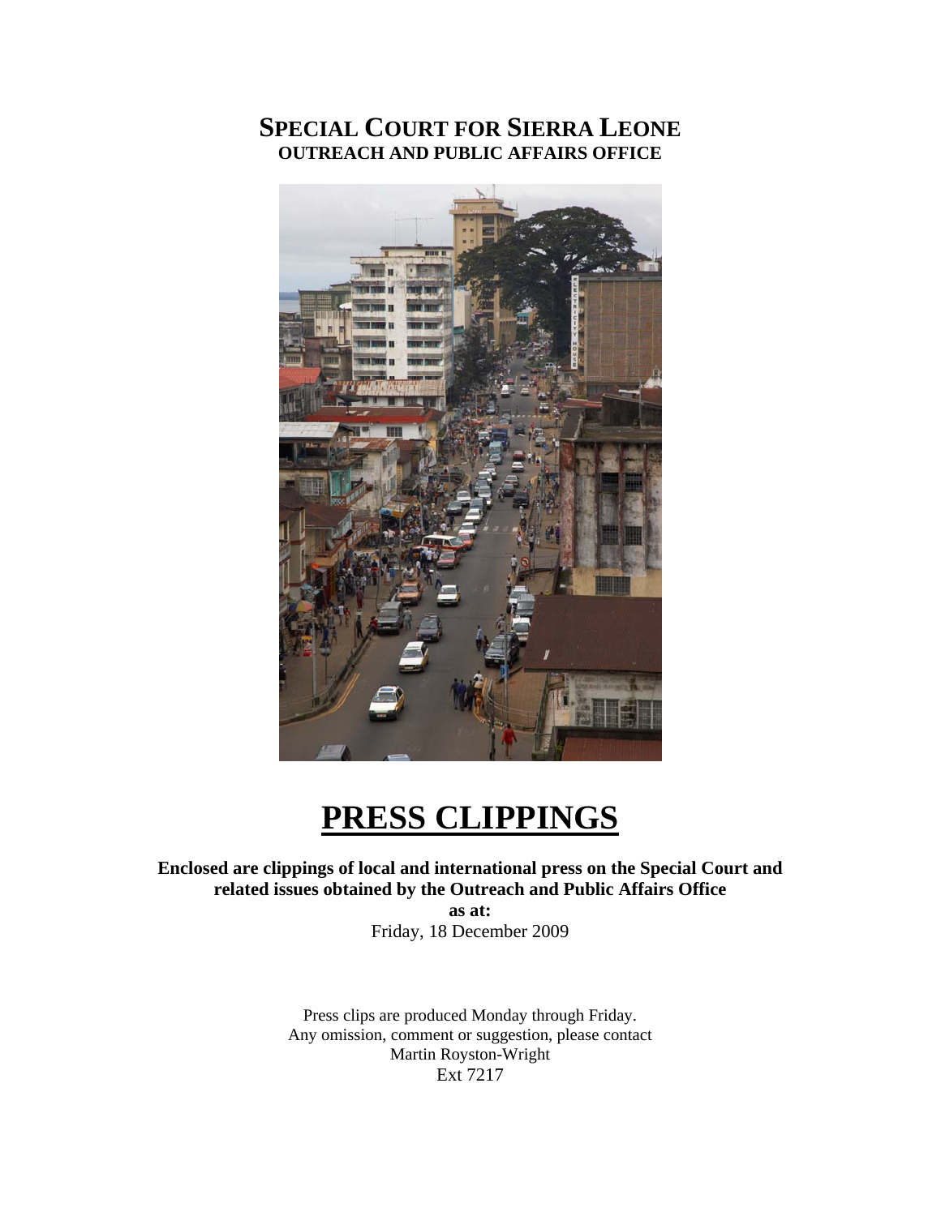# SPECIAL COURT FOR SIERRA LEONE

## OUTREACH AND PUBLIC AFFAIRS OFFICE

# PRESS CLIPPINGS

**Enclosed are clippings of local and international press on the Special Court and related issues obtained by the Outreach and Public Affairs Office**

**as at:**

Friday, 18 December 2009

Press clips are produced Monday through Friday.
Any omission, comment or suggestion, please contact
Martin Royston-Wright
Ext 7217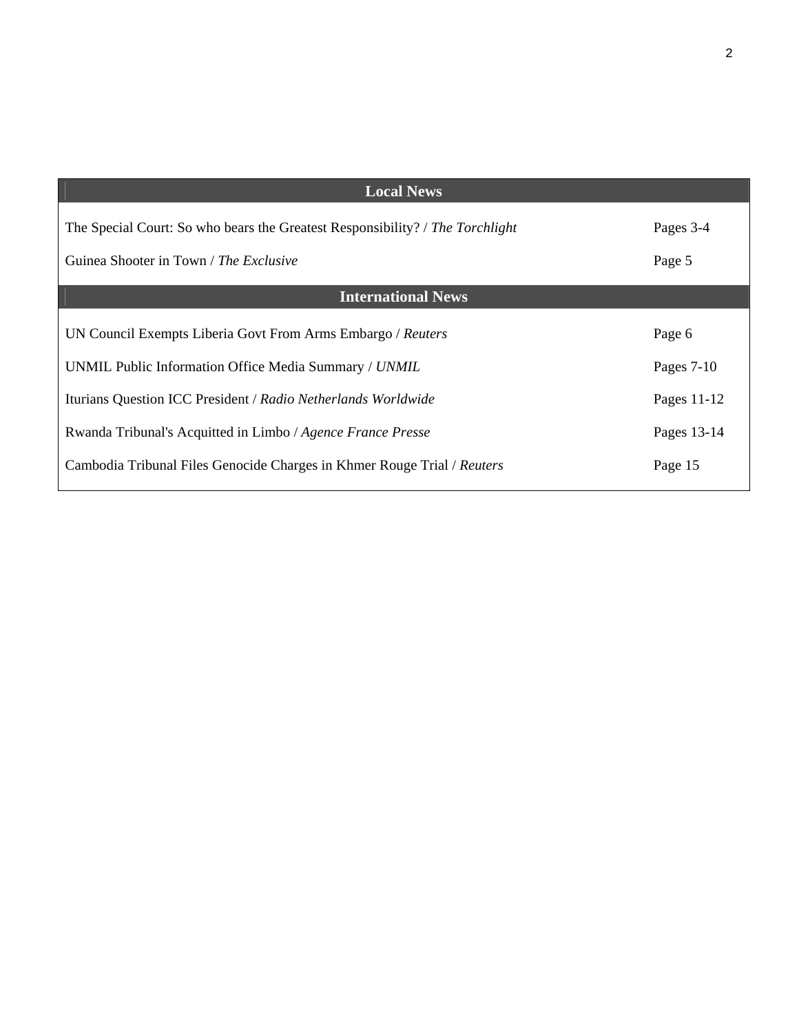| Local News | |
|---|---|
| The Special Court: So who bears the Greatest Responsibility? / *The Torchlight* | Pages 3-4 |
| Guinea Shooter in Town / *The Exclusive* | Page 5 |
| **International News** | |
| UN Council Exempts Liberia Govt From Arms Embargo / *Reuters* | Page 6 |
| UNMIL Public Information Office Media Summary / *UNMIL* | Pages 7-10 |
| Iturians Question ICC President / *Radio Netherlands Worldwide* | Pages 11-12 |
| Rwanda Tribunal's Acquitted in Limbo / *Agence France Presse* | Pages 13-14 |
| Cambodia Tribunal Files Genocide Charges in Khmer Rouge Trial / *Reuters* | Page 15 |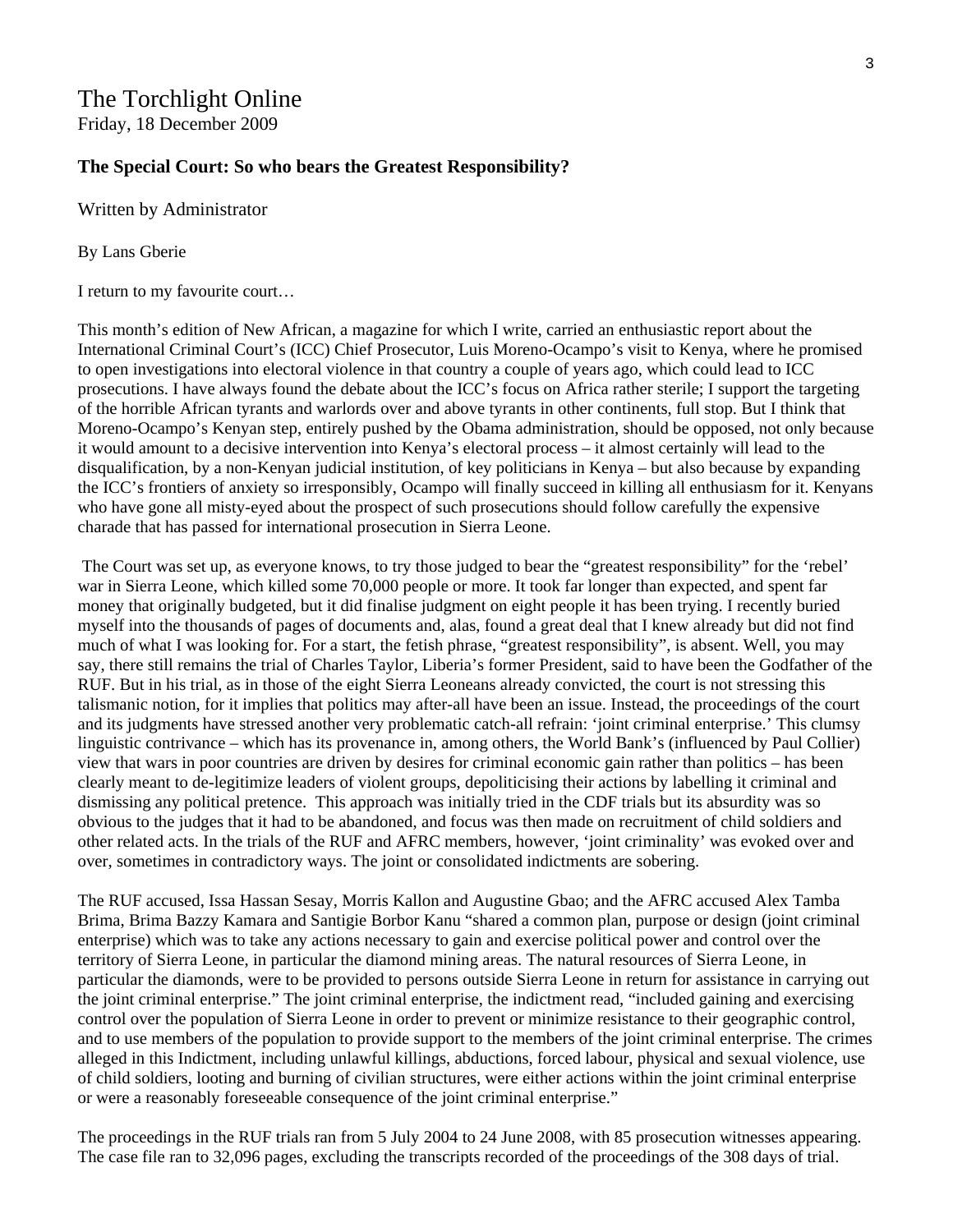The Torchlight Online
Friday, 18 December 2009

**The Special Court: So who bears the Greatest Responsibility?**

Written by Administrator

By Lans Gberie

I return to my favourite court…

This month's edition of New African, a magazine for which I write, carried an enthusiastic report about the International Criminal Court's (ICC) Chief Prosecutor, Luis Moreno-Ocampo's visit to Kenya, where he promised to open investigations into electoral violence in that country a couple of years ago, which could lead to ICC prosecutions. I have always found the debate about the ICC's focus on Africa rather sterile; I support the targeting of the horrible African tyrants and warlords over and above tyrants in other continents, full stop. But I think that Moreno-Ocampo's Kenyan step, entirely pushed by the Obama administration, should be opposed, not only because it would amount to a decisive intervention into Kenya's electoral process – it almost certainly will lead to the disqualification, by a non-Kenyan judicial institution, of key politicians in Kenya – but also because by expanding the ICC's frontiers of anxiety so irresponsibly, Ocampo will finally succeed in killing all enthusiasm for it. Kenyans who have gone all misty-eyed about the prospect of such prosecutions should follow carefully the expensive charade that has passed for international prosecution in Sierra Leone.

The Court was set up, as everyone knows, to try those judged to bear the "greatest responsibility" for the 'rebel' war in Sierra Leone, which killed some 70,000 people or more. It took far longer than expected, and spent far money that originally budgeted, but it did finalise judgment on eight people it has been trying. I recently buried myself into the thousands of pages of documents and, alas, found a great deal that I knew already but did not find much of what I was looking for. For a start, the fetish phrase, "greatest responsibility", is absent. Well, you may say, there still remains the trial of Charles Taylor, Liberia's former President, said to have been the Godfather of the RUF. But in his trial, as in those of the eight Sierra Leoneans already convicted, the court is not stressing this talismanic notion, for it implies that politics may after-all have been an issue. Instead, the proceedings of the court and its judgments have stressed another very problematic catch-all refrain: 'joint criminal enterprise.' This clumsy linguistic contrivance – which has its provenance in, among others, the World Bank's (influenced by Paul Collier) view that wars in poor countries are driven by desires for criminal economic gain rather than politics – has been clearly meant to de-legitimize leaders of violent groups, depoliticising their actions by labelling it criminal and dismissing any political pretence. This approach was initially tried in the CDF trials but its absurdity was so obvious to the judges that it had to be abandoned, and focus was then made on recruitment of child soldiers and other related acts. In the trials of the RUF and AFRC members, however, 'joint criminality' was evoked over and over, sometimes in contradictory ways. The joint or consolidated indictments are sobering.

The RUF accused, Issa Hassan Sesay, Morris Kallon and Augustine Gbao; and the AFRC accused Alex Tamba Brima, Brima Bazzy Kamara and Santigie Borbor Kanu "shared a common plan, purpose or design (joint criminal enterprise) which was to take any actions necessary to gain and exercise political power and control over the territory of Sierra Leone, in particular the diamond mining areas. The natural resources of Sierra Leone, in particular the diamonds, were to be provided to persons outside Sierra Leone in return for assistance in carrying out the joint criminal enterprise." The joint criminal enterprise, the indictment read, "included gaining and exercising control over the population of Sierra Leone in order to prevent or minimize resistance to their geographic control, and to use members of the population to provide support to the members of the joint criminal enterprise. The crimes alleged in this Indictment, including unlawful killings, abductions, forced labour, physical and sexual violence, use of child soldiers, looting and burning of civilian structures, were either actions within the joint criminal enterprise or were a reasonably foreseeable consequence of the joint criminal enterprise."

The proceedings in the RUF trials ran from 5 July 2004 to 24 June 2008, with 85 prosecution witnesses appearing. The case file ran to 32,096 pages, excluding the transcripts recorded of the proceedings of the 308 days of trial.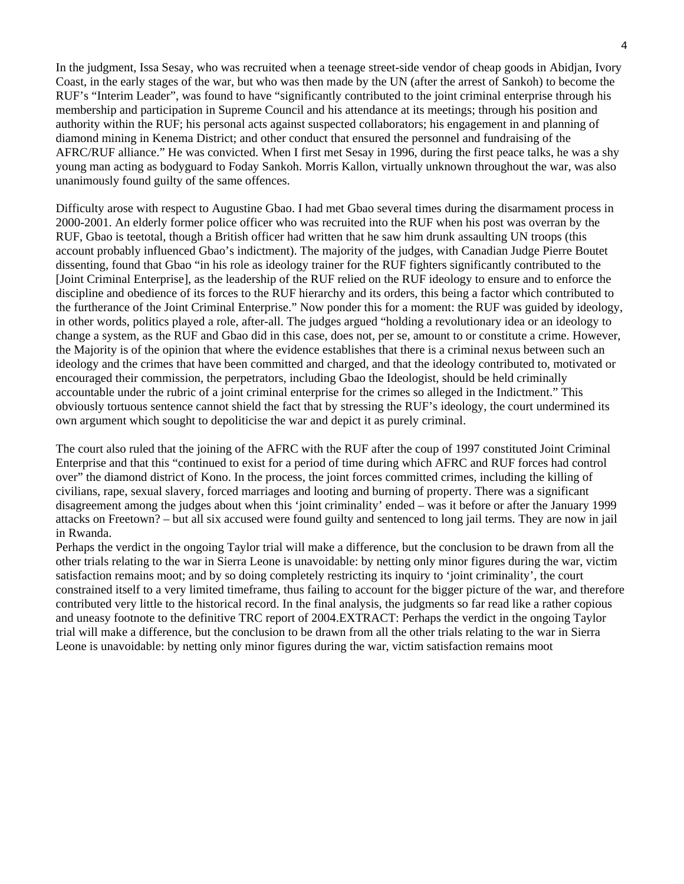In the judgment, Issa Sesay, who was recruited when a teenage street-side vendor of cheap goods in Abidjan, Ivory Coast, in the early stages of the war, but who was then made by the UN (after the arrest of Sankoh) to become the RUF's "Interim Leader", was found to have "significantly contributed to the joint criminal enterprise through his membership and participation in Supreme Council and his attendance at its meetings; through his position and authority within the RUF; his personal acts against suspected collaborators; his engagement in and planning of diamond mining in Kenema District; and other conduct that ensured the personnel and fundraising of the AFRC/RUF alliance." He was convicted. When I first met Sesay in 1996, during the first peace talks, he was a shy young man acting as bodyguard to Foday Sankoh. Morris Kallon, virtually unknown throughout the war, was also unanimously found guilty of the same offences.

Difficulty arose with respect to Augustine Gbao. I had met Gbao several times during the disarmament process in 2000-2001. An elderly former police officer who was recruited into the RUF when his post was overran by the RUF, Gbao is teetotal, though a British officer had written that he saw him drunk assaulting UN troops (this account probably influenced Gbao's indictment). The majority of the judges, with Canadian Judge Pierre Boutet dissenting, found that Gbao "in his role as ideology trainer for the RUF fighters significantly contributed to the [Joint Criminal Enterprise], as the leadership of the RUF relied on the RUF ideology to ensure and to enforce the discipline and obedience of its forces to the RUF hierarchy and its orders, this being a factor which contributed to the furtherance of the Joint Criminal Enterprise." Now ponder this for a moment: the RUF was guided by ideology, in other words, politics played a role, after-all. The judges argued "holding a revolutionary idea or an ideology to change a system, as the RUF and Gbao did in this case, does not, per se, amount to or constitute a crime. However, the Majority is of the opinion that where the evidence establishes that there is a criminal nexus between such an ideology and the crimes that have been committed and charged, and that the ideology contributed to, motivated or encouraged their commission, the perpetrators, including Gbao the Ideologist, should be held criminally accountable under the rubric of a joint criminal enterprise for the crimes so alleged in the Indictment." This obviously tortuous sentence cannot shield the fact that by stressing the RUF's ideology, the court undermined its own argument which sought to depoliticise the war and depict it as purely criminal.

The court also ruled that the joining of the AFRC with the RUF after the coup of 1997 constituted Joint Criminal Enterprise and that this "continued to exist for a period of time during which AFRC and RUF forces had control over" the diamond district of Kono. In the process, the joint forces committed crimes, including the killing of civilians, rape, sexual slavery, forced marriages and looting and burning of property. There was a significant disagreement among the judges about when this 'joint criminality' ended – was it before or after the January 1999 attacks on Freetown? – but all six accused were found guilty and sentenced to long jail terms. They are now in jail in Rwanda.

Perhaps the verdict in the ongoing Taylor trial will make a difference, but the conclusion to be drawn from all the other trials relating to the war in Sierra Leone is unavoidable: by netting only minor figures during the war, victim satisfaction remains moot; and by so doing completely restricting its inquiry to 'joint criminality', the court constrained itself to a very limited timeframe, thus failing to account for the bigger picture of the war, and therefore contributed very little to the historical record. In the final analysis, the judgments so far read like a rather copious and uneasy footnote to the definitive TRC report of 2004.EXTRACT: Perhaps the verdict in the ongoing Taylor trial will make a difference, but the conclusion to be drawn from all the other trials relating to the war in Sierra Leone is unavoidable: by netting only minor figures during the war, victim satisfaction remains moot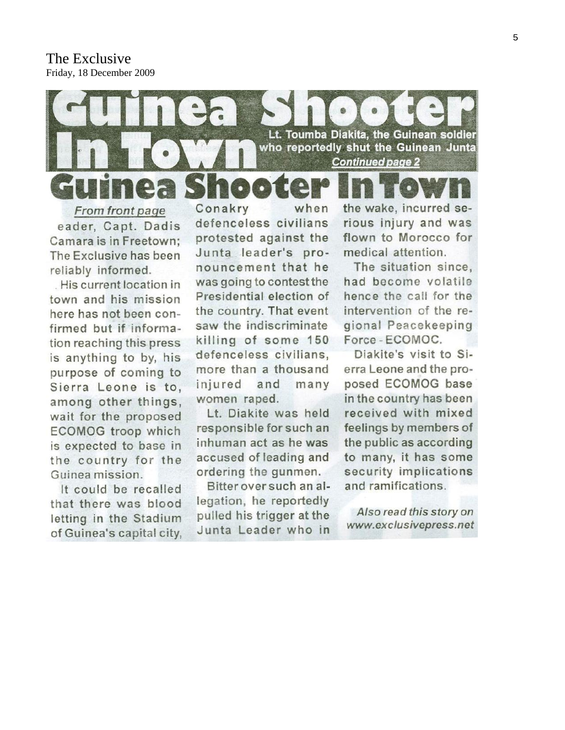The Exclusive
Friday, 18 December 2009

# Guinea Shooter In Town

Lt. Toumba Diakita, the Guinean soldier who reportedly shut the Guinean Junta

*Continued page 2*

# Guinea Shooter In Town

*From front page*

eader, Capt. Dadis Camara is in Freetown; The Exclusive has been reliably informed.

His current location in town and his mission here has not been confirmed but if information reaching this press is anything to by, his purpose of coming to Sierra Leone is to, among other things, wait for the proposed ECOMOG troop which is expected to base in the country for the Guinea mission.

It could be recalled that there was blood letting in the Stadium of Guinea's capital city, Conakry when defenceless civilians protested against the Junta leader's pronouncement that he was going to contest the Presidential election of the country. That event saw the indiscriminate killing of some 150 defenceless civilians, more than a thousand injured and many women raped.

Lt. Diakite was held responsible for such an inhuman act as he was accused of leading and ordering the gunmen.

Bitter over such an allegation, he reportedly pulled his trigger at the Junta Leader who in the wake, incurred serious injury and was flown to Morocco for medical attention.

The situation since, had become volatile hence the call for the intervention of the regional Peacekeeping Force - ECOMOC.

Diakite's visit to Sierra Leone and the proposed ECOMOG base in the country has been received with mixed feelings by members of the public as according to many, it has some security implications and ramifications.

*Also read this story on www.exclusivepress.net*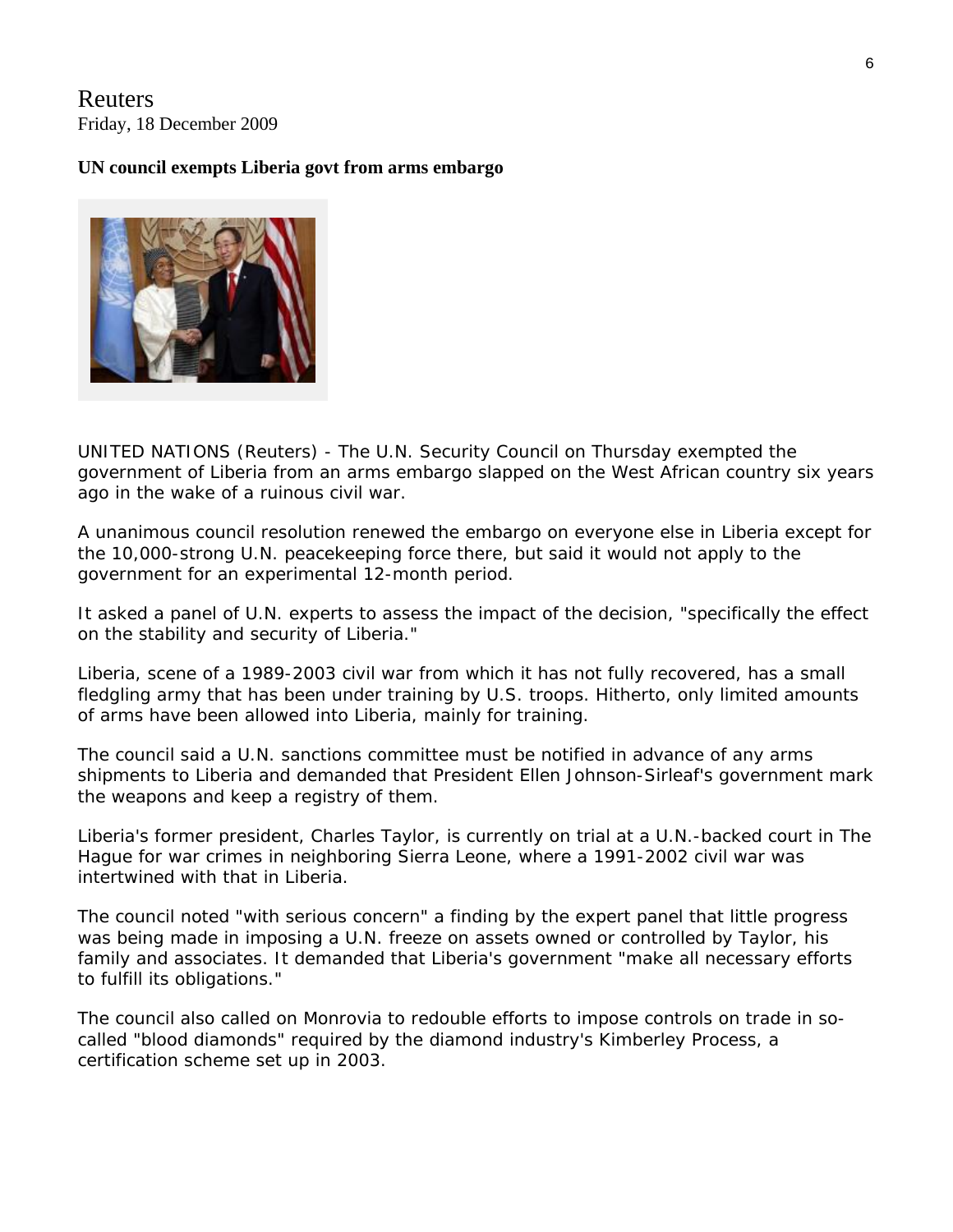Reuters
Friday, 18 December 2009

**UN council exempts Liberia govt from arms embargo**

UNITED NATIONS (Reuters) - The U.N. Security Council on Thursday exempted the government of Liberia from an arms embargo slapped on the West African country six years ago in the wake of a ruinous civil war.

A unanimous council resolution renewed the embargo on everyone else in Liberia except for the 10,000-strong U.N. peacekeeping force there, but said it would not apply to the government for an experimental 12-month period.

It asked a panel of U.N. experts to assess the impact of the decision, "specifically the effect on the stability and security of Liberia."

Liberia, scene of a 1989-2003 civil war from which it has not fully recovered, has a small fledgling army that has been under training by U.S. troops. Hitherto, only limited amounts of arms have been allowed into Liberia, mainly for training.

The council said a U.N. sanctions committee must be notified in advance of any arms shipments to Liberia and demanded that President Ellen Johnson-Sirleaf's government mark the weapons and keep a registry of them.

Liberia's former president, Charles Taylor, is currently on trial at a U.N.-backed court in The Hague for war crimes in neighboring Sierra Leone, where a 1991-2002 civil war was intertwined with that in Liberia.

The council noted "with serious concern" a finding by the expert panel that little progress was being made in imposing a U.N. freeze on assets owned or controlled by Taylor, his family and associates. It demanded that Liberia's government "make all necessary efforts to fulfill its obligations."

The council also called on Monrovia to redouble efforts to impose controls on trade in so-called "blood diamonds" required by the diamond industry's Kimberley Process, a certification scheme set up in 2003.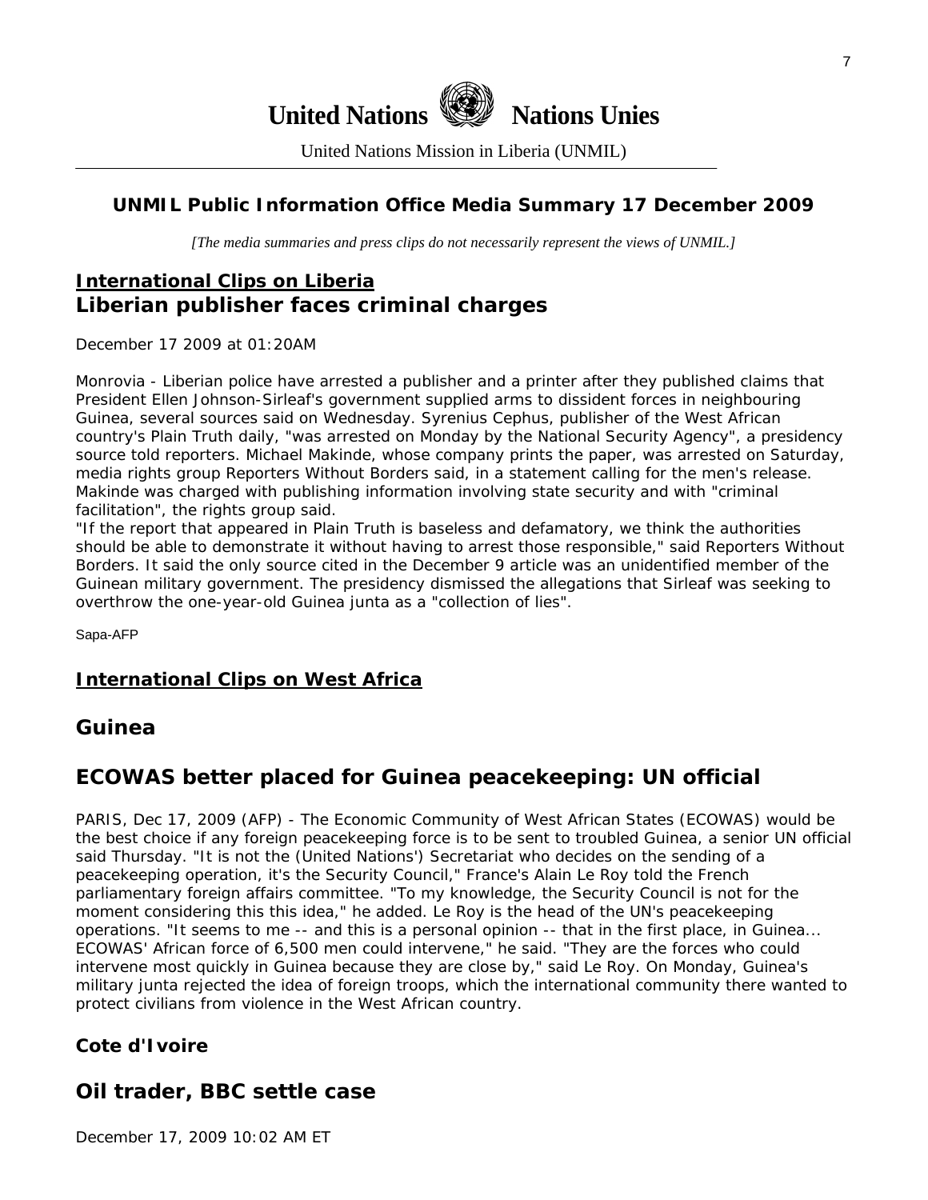United Nations Nations Unies

United Nations Mission in Liberia (UNMIL)

## UNMIL Public Information Office Media Summary 17 December 2009

*[The media summaries and press clips do not necessarily represent the views of UNMIL.]*

## International Clips on Liberia

### Liberian publisher faces criminal charges

December 17 2009 at 01:20AM

Monrovia - Liberian police have arrested a publisher and a printer after they published claims that President Ellen Johnson-Sirleaf's government supplied arms to dissident forces in neighbouring Guinea, several sources said on Wednesday. Syrenius Cephus, publisher of the West African country's Plain Truth daily, "was arrested on Monday by the National Security Agency", a presidency source told reporters. Michael Makinde, whose company prints the paper, was arrested on Saturday, media rights group Reporters Without Borders said, in a statement calling for the men's release. Makinde was charged with publishing information involving state security and with "criminal facilitation", the rights group said.

"If the report that appeared in Plain Truth is baseless and defamatory, we think the authorities should be able to demonstrate it without having to arrest those responsible," said Reporters Without Borders. It said the only source cited in the December 9 article was an unidentified member of the Guinean military government. The presidency dismissed the allegations that Sirleaf was seeking to overthrow the one-year-old Guinea junta as a "collection of lies".

Sapa-AFP

## International Clips on West Africa

### Guinea

### ECOWAS better placed for Guinea peacekeeping: UN official

PARIS, Dec 17, 2009 (AFP) - The Economic Community of West African States (ECOWAS) would be the best choice if any foreign peacekeeping force is to be sent to troubled Guinea, a senior UN official said Thursday. "It is not the (United Nations') Secretariat who decides on the sending of a peacekeeping operation, it's the Security Council," France's Alain Le Roy told the French parliamentary foreign affairs committee. "To my knowledge, the Security Council is not for the moment considering this this idea," he added. Le Roy is the head of the UN's peacekeeping operations. "It seems to me -- and this is a personal opinion -- that in the first place, in Guinea... ECOWAS' African force of 6,500 men could intervene," he said. "They are the forces who could intervene most quickly in Guinea because they are close by," said Le Roy. On Monday, Guinea's military junta rejected the idea of foreign troops, which the international community there wanted to protect civilians from violence in the West African country.

### Cote d'Ivoire

### Oil trader, BBC settle case

December 17, 2009 10:02 AM ET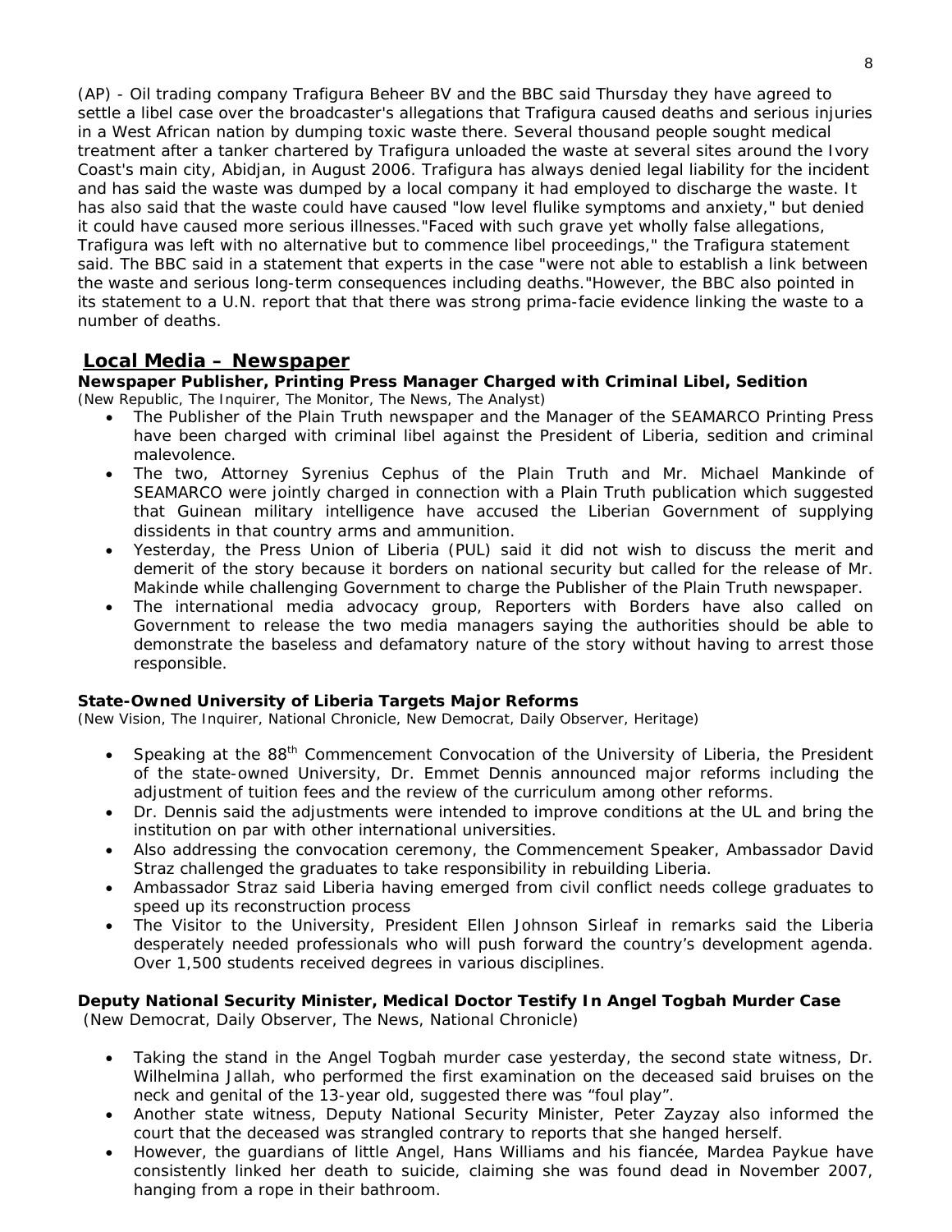(AP) - Oil trading company Trafigura Beheer BV and the BBC said Thursday they have agreed to settle a libel case over the broadcaster's allegations that Trafigura caused deaths and serious injuries in a West African nation by dumping toxic waste there. Several thousand people sought medical treatment after a tanker chartered by Trafigura unloaded the waste at several sites around the Ivory Coast's main city, Abidjan, in August 2006. Trafigura has always denied legal liability for the incident and has said the waste was dumped by a local company it had employed to discharge the waste. It has also said that the waste could have caused "low level flulike symptoms and anxiety," but denied it could have caused more serious illnesses."Faced with such grave yet wholly false allegations, Trafigura was left with no alternative but to commence libel proceedings," the Trafigura statement said. The BBC said in a statement that experts in the case "were not able to establish a link between the waste and serious long-term consequences including deaths."However, the BBC also pointed in its statement to a U.N. report that that there was strong prima-facie evidence linking the waste to a number of deaths.

## Local Media – Newspaper

**Newspaper Publisher, Printing Press Manager Charged with Criminal Libel, Sedition**
*(New Republic, The Inquirer, The Monitor, The News, The Analyst)*

- The Publisher of the Plain Truth newspaper and the Manager of the SEAMARCO Printing Press have been charged with criminal libel against the President of Liberia, sedition and criminal malevolence.
- The two, Attorney Syrenius Cephus of the Plain Truth and Mr. Michael Mankinde of SEAMARCO were jointly charged in connection with a Plain Truth publication which suggested that Guinean military intelligence have accused the Liberian Government of supplying dissidents in that country arms and ammunition.
- Yesterday, the Press Union of Liberia (PUL) said it did not wish to discuss the merit and demerit of the story because it borders on national security but called for the release of Mr. Makinde while challenging Government to charge the Publisher of the Plain Truth newspaper.
- The international media advocacy group, Reporters with Borders have also called on Government to release the two media managers saying the authorities should be able to demonstrate the baseless and defamatory nature of the story without having to arrest those responsible.

**State-Owned University of Liberia Targets Major Reforms**
*(New Vision, The Inquirer, National Chronicle, New Democrat, Daily Observer, Heritage)*

- Speaking at the 88th Commencement Convocation of the University of Liberia, the President of the state-owned University, Dr. Emmet Dennis announced major reforms including the adjustment of tuition fees and the review of the curriculum among other reforms.
- Dr. Dennis said the adjustments were intended to improve conditions at the UL and bring the institution on par with other international universities.
- Also addressing the convocation ceremony, the Commencement Speaker, Ambassador David Straz challenged the graduates to take responsibility in rebuilding Liberia.
- Ambassador Straz said Liberia having emerged from civil conflict needs college graduates to speed up its reconstruction process
- The Visitor to the University, President Ellen Johnson Sirleaf in remarks said the Liberia desperately needed professionals who will push forward the country's development agenda. Over 1,500 students received degrees in various disciplines.

**Deputy National Security Minister, Medical Doctor Testify In Angel Togbah Murder Case**
*(New Democrat, Daily Observer, The News, National Chronicle)*

- Taking the stand in the Angel Togbah murder case yesterday, the second state witness, Dr. Wilhelmina Jallah, who performed the first examination on the deceased said bruises on the neck and genital of the 13-year old, suggested there was "foul play".
- Another state witness, Deputy National Security Minister, Peter Zayzay also informed the court that the deceased was strangled contrary to reports that she hanged herself.
- However, the guardians of little Angel, Hans Williams and his fiancée, Mardea Paykue have consistently linked her death to suicide, claiming she was found dead in November 2007, hanging from a rope in their bathroom.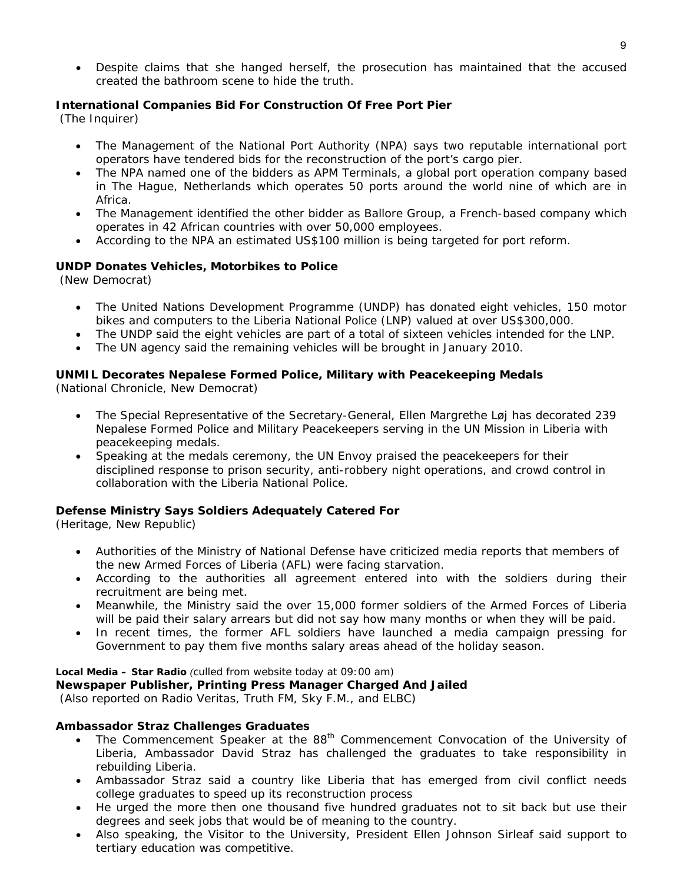- Despite claims that she hanged herself, the prosecution has maintained that the accused created the bathroom scene to hide the truth.

**International Companies Bid For Construction Of Free Port Pier**
(The Inquirer)

- The Management of the National Port Authority (NPA) says two reputable international port operators have tendered bids for the reconstruction of the port's cargo pier.
- The NPA named one of the bidders as APM Terminals, a global port operation company based in The Hague, Netherlands which operates 50 ports around the world nine of which are in Africa.
- The Management identified the other bidder as Ballore Group, a French-based company which operates in 42 African countries with over 50,000 employees.
- According to the NPA an estimated US$100 million is being targeted for port reform.

**UNDP Donates Vehicles, Motorbikes to Police**
(New Democrat)

- The United Nations Development Programme (UNDP) has donated eight vehicles, 150 motor bikes and computers to the Liberia National Police (LNP) valued at over US$300,000.
- The UNDP said the eight vehicles are part of a total of sixteen vehicles intended for the LNP.
- The UN agency said the remaining vehicles will be brought in January 2010.

**UNMIL Decorates Nepalese Formed Police, Military with Peacekeeping Medals**
(National Chronicle, New Democrat)

- The Special Representative of the Secretary-General, Ellen Margrethe Løj has decorated 239 Nepalese Formed Police and Military Peacekeepers serving in the UN Mission in Liberia with peacekeeping medals.
- Speaking at the medals ceremony, the UN Envoy praised the peacekeepers for their disciplined response to prison security, anti-robbery night operations, and crowd control in collaboration with the Liberia National Police.

**Defense Ministry Says Soldiers Adequately Catered For**
(Heritage, New Republic)

- Authorities of the Ministry of National Defense have criticized media reports that members of the new Armed Forces of Liberia (AFL) were facing starvation.
- According to the authorities all agreement entered into with the soldiers during their recruitment are being met.
- Meanwhile, the Ministry said the over 15,000 former soldiers of the Armed Forces of Liberia will be paid their salary arrears but did not say how many months or when they will be paid.
- In recent times, the former AFL soldiers have launched a media campaign pressing for Government to pay them five months salary areas ahead of the holiday season.

**Local Media – Star Radio** *(culled from website today at 09:00 am)*
**Newspaper Publisher, Printing Press Manager Charged And Jailed**
(Also reported on Radio Veritas, Truth FM, Sky F.M., and ELBC)

**Ambassador Straz Challenges Graduates**

- The Commencement Speaker at the 88th Commencement Convocation of the University of Liberia, Ambassador David Straz has challenged the graduates to take responsibility in rebuilding Liberia.
- Ambassador Straz said a country like Liberia that has emerged from civil conflict needs college graduates to speed up its reconstruction process
- He urged the more then one thousand five hundred graduates not to sit back but use their degrees and seek jobs that would be of meaning to the country.
- Also speaking, the Visitor to the University, President Ellen Johnson Sirleaf said support to tertiary education was competitive.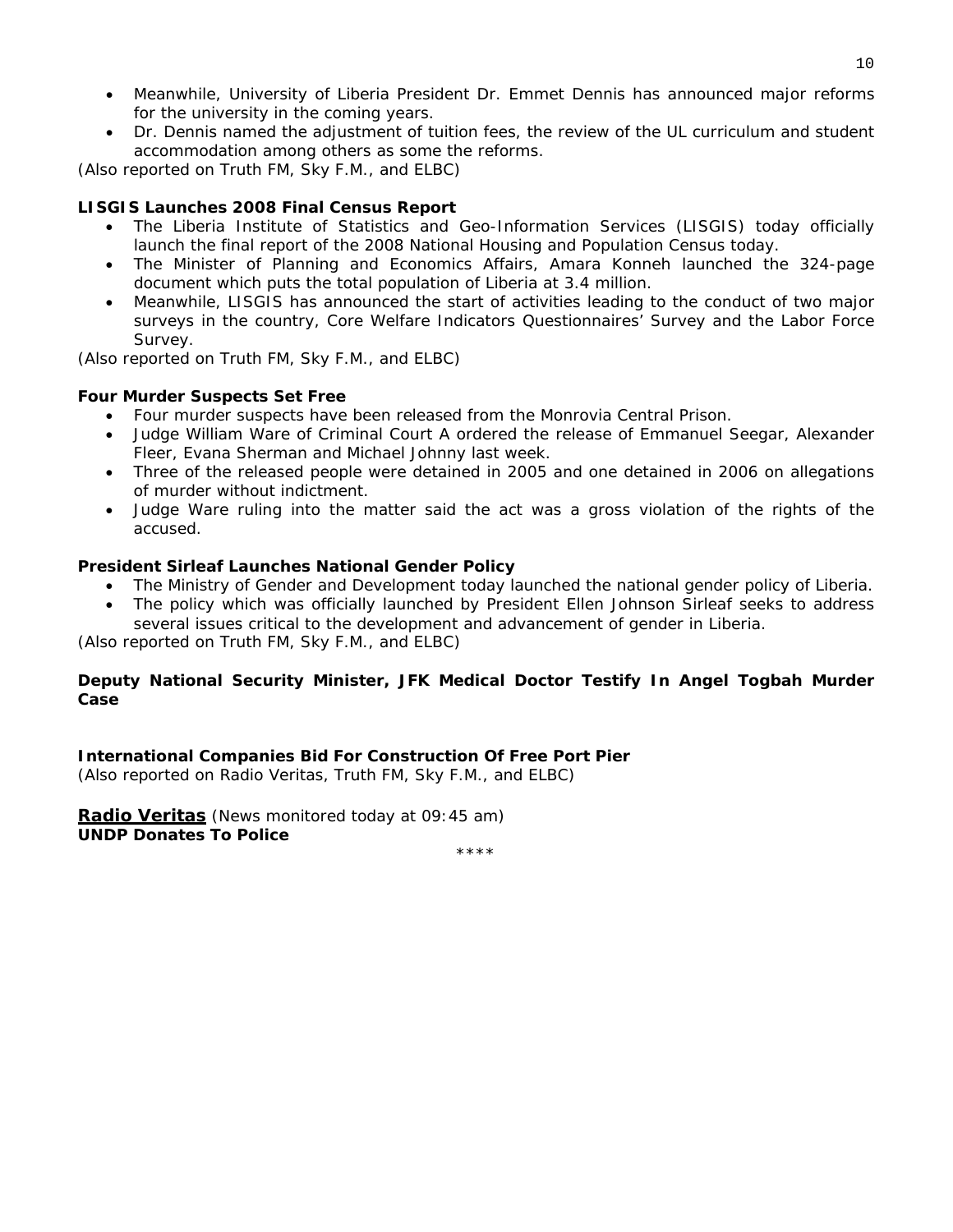- Meanwhile, University of Liberia President Dr. Emmet Dennis has announced major reforms for the university in the coming years.
- Dr. Dennis named the adjustment of tuition fees, the review of the UL curriculum and student accommodation among others as some the reforms.

*(Also reported on Truth FM, Sky F.M., and ELBC)*

**LISGIS Launches 2008 Final Census Report**

- The Liberia Institute of Statistics and Geo-Information Services (LISGIS) today officially launch the final report of the 2008 National Housing and Population Census today.
- The Minister of Planning and Economics Affairs, Amara Konneh launched the 324-page document which puts the total population of Liberia at 3.4 million.
- Meanwhile, LISGIS has announced the start of activities leading to the conduct of two major surveys in the country, Core Welfare Indicators Questionnaires' Survey and the Labor Force Survey.

*(Also reported on Truth FM, Sky F.M., and ELBC)*

**Four Murder Suspects Set Free**

- Four murder suspects have been released from the Monrovia Central Prison.
- Judge William Ware of Criminal Court A ordered the release of Emmanuel Seegar, Alexander Fleer, Evana Sherman and Michael Johnny last week.
- Three of the released people were detained in 2005 and one detained in 2006 on allegations of murder without indictment.
- Judge Ware ruling into the matter said the act was a gross violation of the rights of the accused.

**President Sirleaf Launches National Gender Policy**

- The Ministry of Gender and Development today launched the national gender policy of Liberia.
- The policy which was officially launched by President Ellen Johnson Sirleaf seeks to address several issues critical to the development and advancement of gender in Liberia.

*(Also reported on Truth FM, Sky F.M., and ELBC)*

**Deputy National Security Minister, JFK Medical Doctor Testify In Angel Togbah Murder Case**

**International Companies Bid For Construction Of Free Port Pier**
*(Also reported on Radio Veritas, Truth FM, Sky F.M., and ELBC)*

**Radio Veritas** *(News monitored today at 09:45 am)*
**UNDP Donates To Police**

\*\*\*\*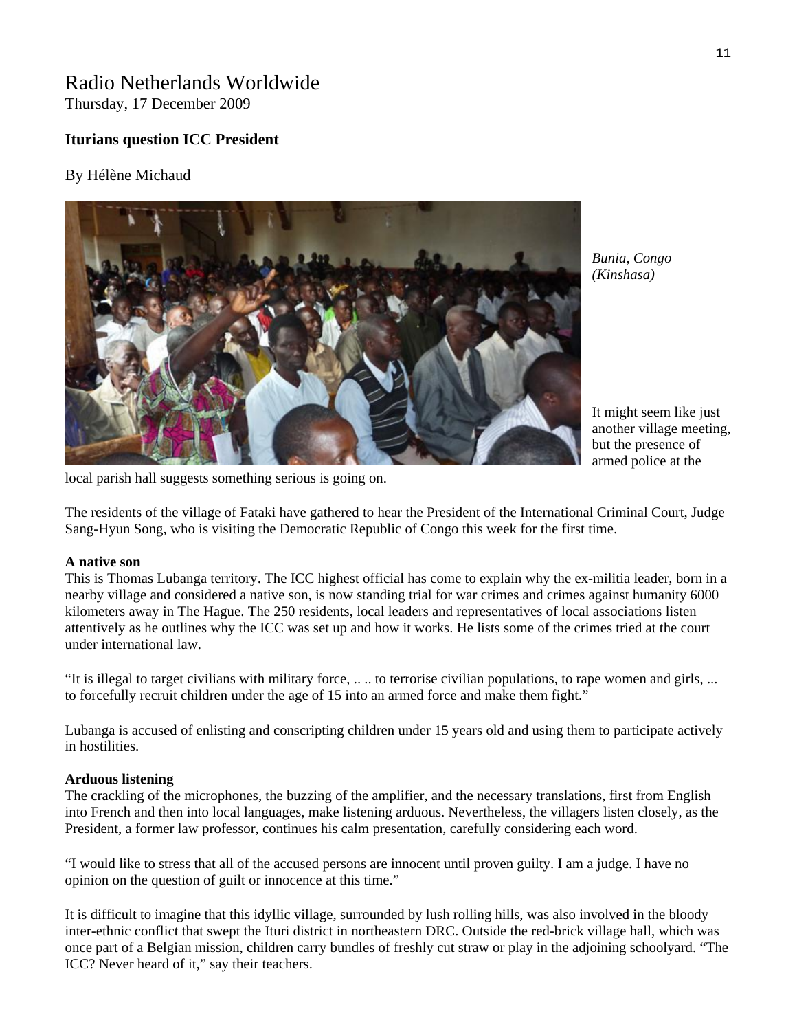# Radio Netherlands Worldwide

Thursday, 17 December 2009

**Iturians question ICC President**

By Hélène Michaud

*Bunia, Congo (Kinshasa)*

It might seem like just another village meeting, but the presence of armed police at the local parish hall suggests something serious is going on.

The residents of the village of Fataki have gathered to hear the President of the International Criminal Court, Judge Sang-Hyun Song, who is visiting the Democratic Republic of Congo this week for the first time.

**A native son**

This is Thomas Lubanga territory. The ICC highest official has come to explain why the ex-militia leader, born in a nearby village and considered a native son, is now standing trial for war crimes and crimes against humanity 6000 kilometers away in The Hague. The 250 residents, local leaders and representatives of local associations listen attentively as he outlines why the ICC was set up and how it works. He lists some of the crimes tried at the court under international law.

"It is illegal to target civilians with military force, .. .. to terrorise civilian populations, to rape women and girls, ... to forcefully recruit children under the age of 15 into an armed force and make them fight."

Lubanga is accused of enlisting and conscripting children under 15 years old and using them to participate actively in hostilities.

**Arduous listening**

The crackling of the microphones, the buzzing of the amplifier, and the necessary translations, first from English into French and then into local languages, make listening arduous. Nevertheless, the villagers listen closely, as the President, a former law professor, continues his calm presentation, carefully considering each word.

"I would like to stress that all of the accused persons are innocent until proven guilty. I am a judge. I have no opinion on the question of guilt or innocence at this time."

It is difficult to imagine that this idyllic village, surrounded by lush rolling hills, was also involved in the bloody inter-ethnic conflict that swept the Ituri district in northeastern DRC. Outside the red-brick village hall, which was once part of a Belgian mission, children carry bundles of freshly cut straw or play in the adjoining schoolyard. "The ICC? Never heard of it," say their teachers.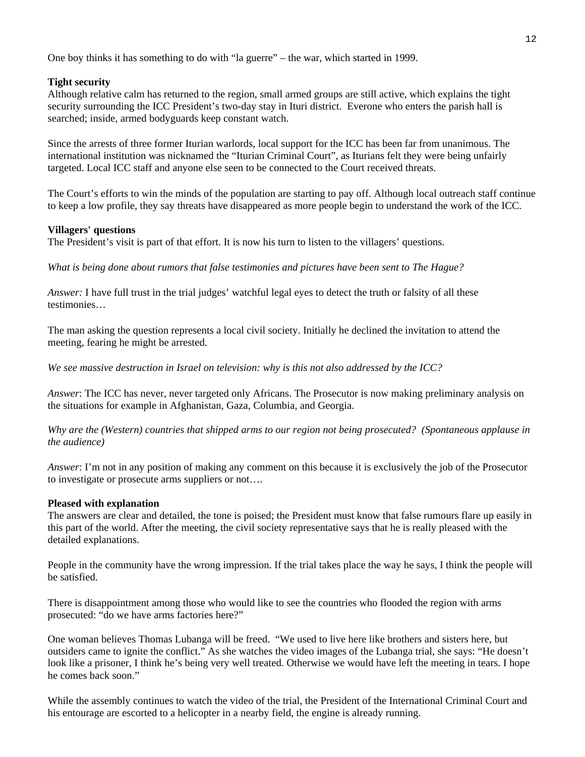One boy thinks it has something to do with "la guerre" – the war, which started in 1999.

**Tight security**

Although relative calm has returned to the region, small armed groups are still active, which explains the tight security surrounding the ICC President's two-day stay in Ituri district. Everone who enters the parish hall is searched; inside, armed bodyguards keep constant watch.

Since the arrests of three former Iturian warlords, local support for the ICC has been far from unanimous. The international institution was nicknamed the "Iturian Criminal Court", as Iturians felt they were being unfairly targeted. Local ICC staff and anyone else seen to be connected to the Court received threats.

The Court's efforts to win the minds of the population are starting to pay off. Although local outreach staff continue to keep a low profile, they say threats have disappeared as more people begin to understand the work of the ICC.

**Villagers' questions**

The President's visit is part of that effort. It is now his turn to listen to the villagers' questions.

*What is being done about rumors that false testimonies and pictures have been sent to The Hague?*

*Answer:* I have full trust in the trial judges' watchful legal eyes to detect the truth or falsity of all these testimonies…

The man asking the question represents a local civil society. Initially he declined the invitation to attend the meeting, fearing he might be arrested.

*We see massive destruction in Israel on television: why is this not also addressed by the ICC?*

*Answer*: The ICC has never, never targeted only Africans. The Prosecutor is now making preliminary analysis on the situations for example in Afghanistan, Gaza, Columbia, and Georgia.

*Why are the (Western) countries that shipped arms to our region not being prosecuted? (Spontaneous applause in the audience)*

*Answer*: I'm not in any position of making any comment on this because it is exclusively the job of the Prosecutor to investigate or prosecute arms suppliers or not….

**Pleased with explanation**

The answers are clear and detailed, the tone is poised; the President must know that false rumours flare up easily in this part of the world. After the meeting, the civil society representative says that he is really pleased with the detailed explanations.

People in the community have the wrong impression. If the trial takes place the way he says, I think the people will be satisfied.

There is disappointment among those who would like to see the countries who flooded the region with arms prosecuted: "do we have arms factories here?"

One woman believes Thomas Lubanga will be freed. "We used to live here like brothers and sisters here, but outsiders came to ignite the conflict." As she watches the video images of the Lubanga trial, she says: "He doesn't look like a prisoner, I think he's being very well treated. Otherwise we would have left the meeting in tears. I hope he comes back soon."

While the assembly continues to watch the video of the trial, the President of the International Criminal Court and his entourage are escorted to a helicopter in a nearby field, the engine is already running.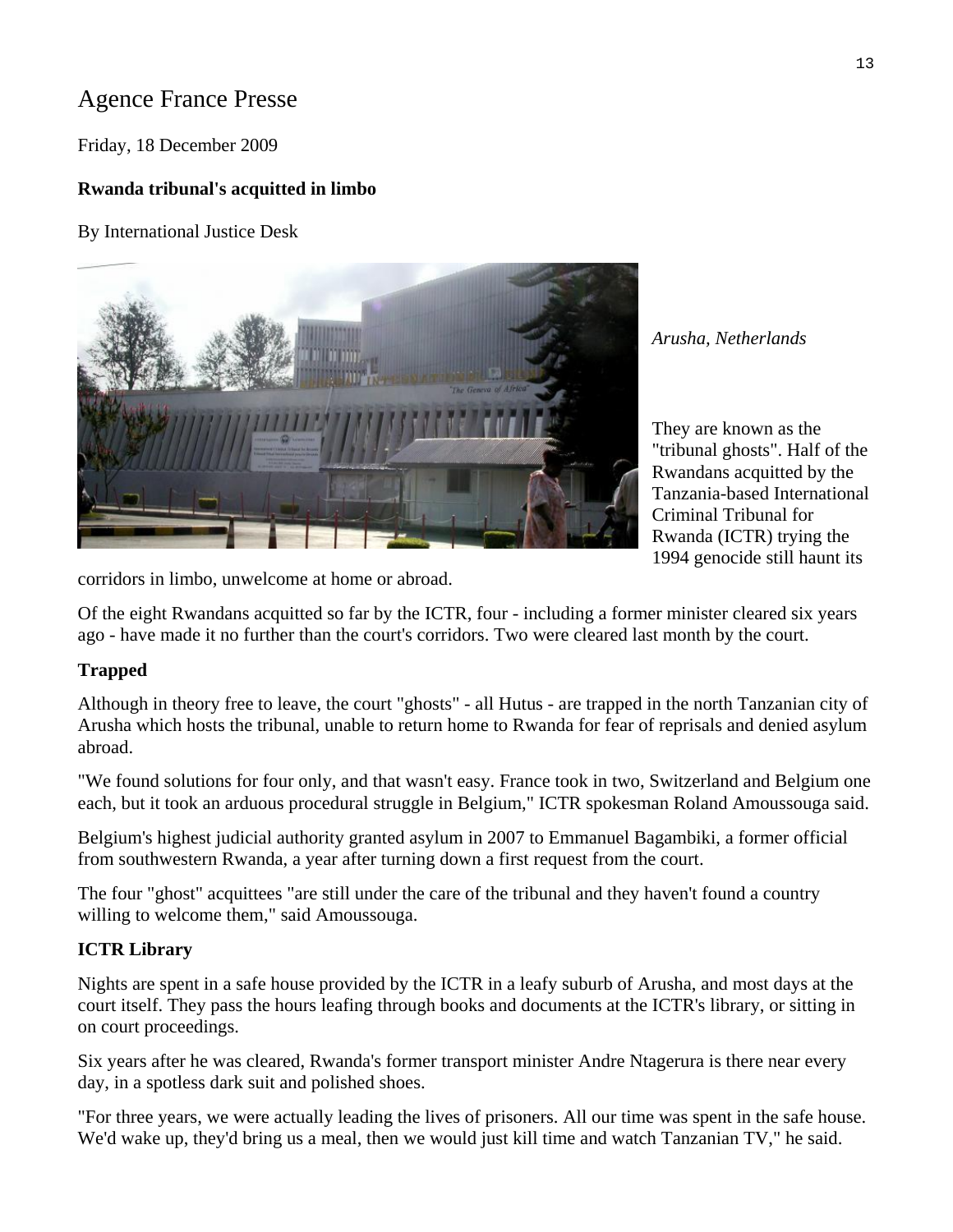Agence France Presse

Friday, 18 December 2009

**Rwanda tribunal's acquitted in limbo**

By International Justice Desk

*Arusha, Netherlands*

They are known as the "tribunal ghosts". Half of the Rwandans acquitted by the Tanzania-based International Criminal Tribunal for Rwanda (ICTR) trying the 1994 genocide still haunt its corridors in limbo, unwelcome at home or abroad.

Of the eight Rwandans acquitted so far by the ICTR, four - including a former minister cleared six years ago - have made it no further than the court's corridors. Two were cleared last month by the court.

**Trapped**

Although in theory free to leave, the court "ghosts" - all Hutus - are trapped in the north Tanzanian city of Arusha which hosts the tribunal, unable to return home to Rwanda for fear of reprisals and denied asylum abroad.

"We found solutions for four only, and that wasn't easy. France took in two, Switzerland and Belgium one each, but it took an arduous procedural struggle in Belgium," ICTR spokesman Roland Amoussouga said.

Belgium's highest judicial authority granted asylum in 2007 to Emmanuel Bagambiki, a former official from southwestern Rwanda, a year after turning down a first request from the court.

The four "ghost" acquittees "are still under the care of the tribunal and they haven't found a country willing to welcome them," said Amoussouga.

**ICTR Library**

Nights are spent in a safe house provided by the ICTR in a leafy suburb of Arusha, and most days at the court itself. They pass the hours leafing through books and documents at the ICTR's library, or sitting in on court proceedings.

Six years after he was cleared, Rwanda's former transport minister Andre Ntagerura is there near every day, in a spotless dark suit and polished shoes.

"For three years, we were actually leading the lives of prisoners. All our time was spent in the safe house. We'd wake up, they'd bring us a meal, then we would just kill time and watch Tanzanian TV," he said.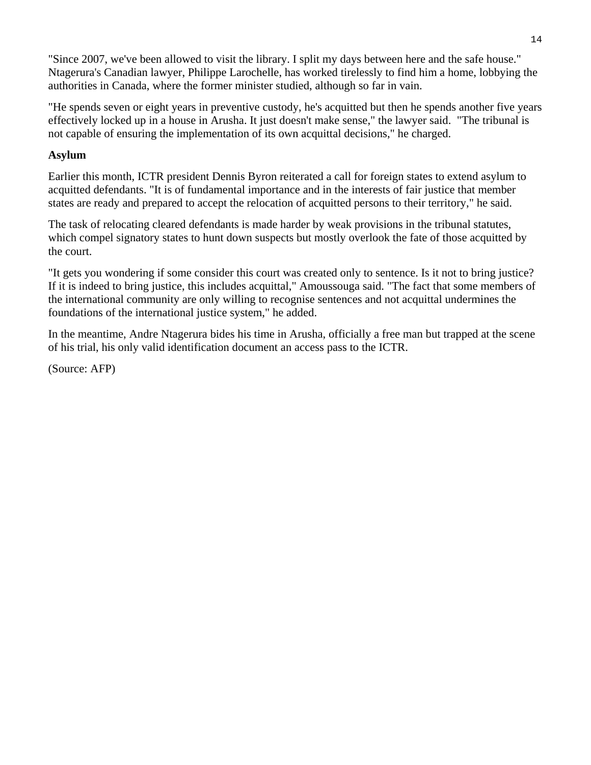"Since 2007, we've been allowed to visit the library. I split my days between here and the safe house." Ntagerura's Canadian lawyer, Philippe Larochelle, has worked tirelessly to find him a home, lobbying the authorities in Canada, where the former minister studied, although so far in vain.

"He spends seven or eight years in preventive custody, he's acquitted but then he spends another five years effectively locked up in a house in Arusha. It just doesn't make sense," the lawyer said. "The tribunal is not capable of ensuring the implementation of its own acquittal decisions," he charged.

**Asylum**

Earlier this month, ICTR president Dennis Byron reiterated a call for foreign states to extend asylum to acquitted defendants. "It is of fundamental importance and in the interests of fair justice that member states are ready and prepared to accept the relocation of acquitted persons to their territory," he said.

The task of relocating cleared defendants is made harder by weak provisions in the tribunal statutes, which compel signatory states to hunt down suspects but mostly overlook the fate of those acquitted by the court.

"It gets you wondering if some consider this court was created only to sentence. Is it not to bring justice? If it is indeed to bring justice, this includes acquittal," Amoussouga said. "The fact that some members of the international community are only willing to recognise sentences and not acquittal undermines the foundations of the international justice system," he added.

In the meantime, Andre Ntagerura bides his time in Arusha, officially a free man but trapped at the scene of his trial, his only valid identification document an access pass to the ICTR.

(Source: AFP)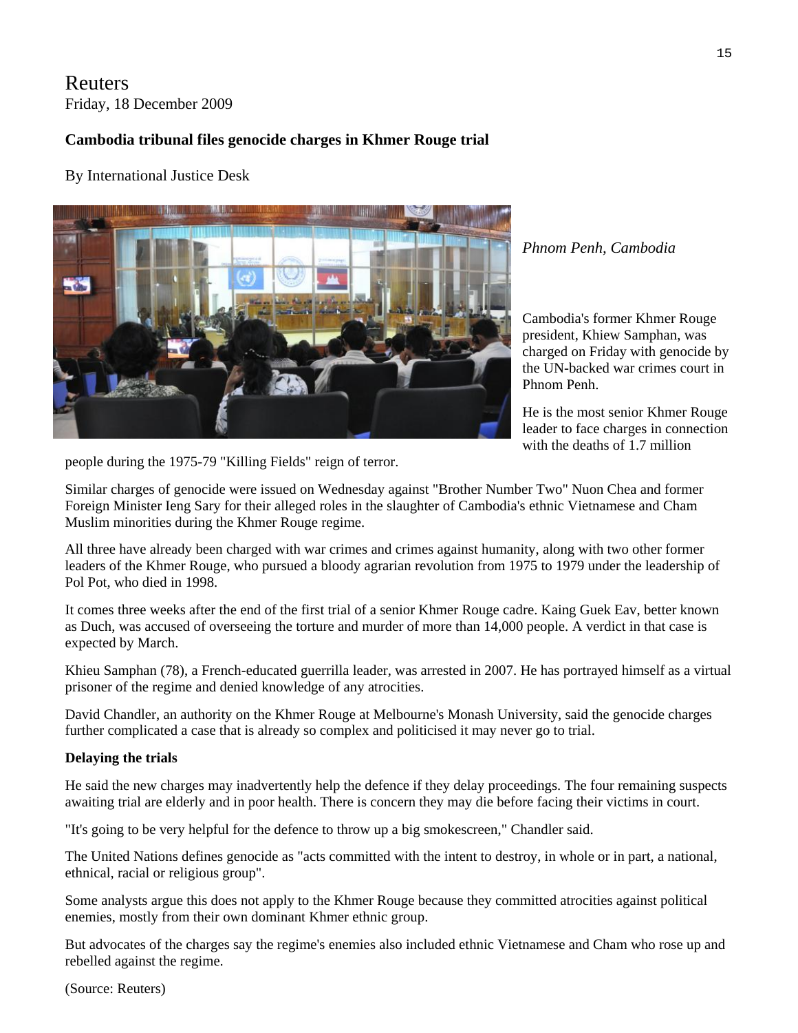Reuters
Friday, 18 December 2009

**Cambodia tribunal files genocide charges in Khmer Rouge trial**

By International Justice Desk

*Phnom Penh, Cambodia*

Cambodia's former Khmer Rouge president, Khiew Samphan, was charged on Friday with genocide by the UN-backed war crimes court in Phnom Penh.

He is the most senior Khmer Rouge leader to face charges in connection with the deaths of 1.7 million people during the 1975-79 "Killing Fields" reign of terror.

Similar charges of genocide were issued on Wednesday against "Brother Number Two" Nuon Chea and former Foreign Minister Ieng Sary for their alleged roles in the slaughter of Cambodia's ethnic Vietnamese and Cham Muslim minorities during the Khmer Rouge regime.

All three have already been charged with war crimes and crimes against humanity, along with two other former leaders of the Khmer Rouge, who pursued a bloody agrarian revolution from 1975 to 1979 under the leadership of Pol Pot, who died in 1998.

It comes three weeks after the end of the first trial of a senior Khmer Rouge cadre. Kaing Guek Eav, better known as Duch, was accused of overseeing the torture and murder of more than 14,000 people. A verdict in that case is expected by March.

Khieu Samphan (78), a French-educated guerrilla leader, was arrested in 2007. He has portrayed himself as a virtual prisoner of the regime and denied knowledge of any atrocities.

David Chandler, an authority on the Khmer Rouge at Melbourne's Monash University, said the genocide charges further complicated a case that is already so complex and politicised it may never go to trial.

**Delaying the trials**

He said the new charges may inadvertently help the defence if they delay proceedings. The four remaining suspects awaiting trial are elderly and in poor health. There is concern they may die before facing their victims in court.

"It's going to be very helpful for the defence to throw up a big smokescreen," Chandler said.

The United Nations defines genocide as "acts committed with the intent to destroy, in whole or in part, a national, ethnical, racial or religious group".

Some analysts argue this does not apply to the Khmer Rouge because they committed atrocities against political enemies, mostly from their own dominant Khmer ethnic group.

But advocates of the charges say the regime's enemies also included ethnic Vietnamese and Cham who rose up and rebelled against the regime.

(Source: Reuters)